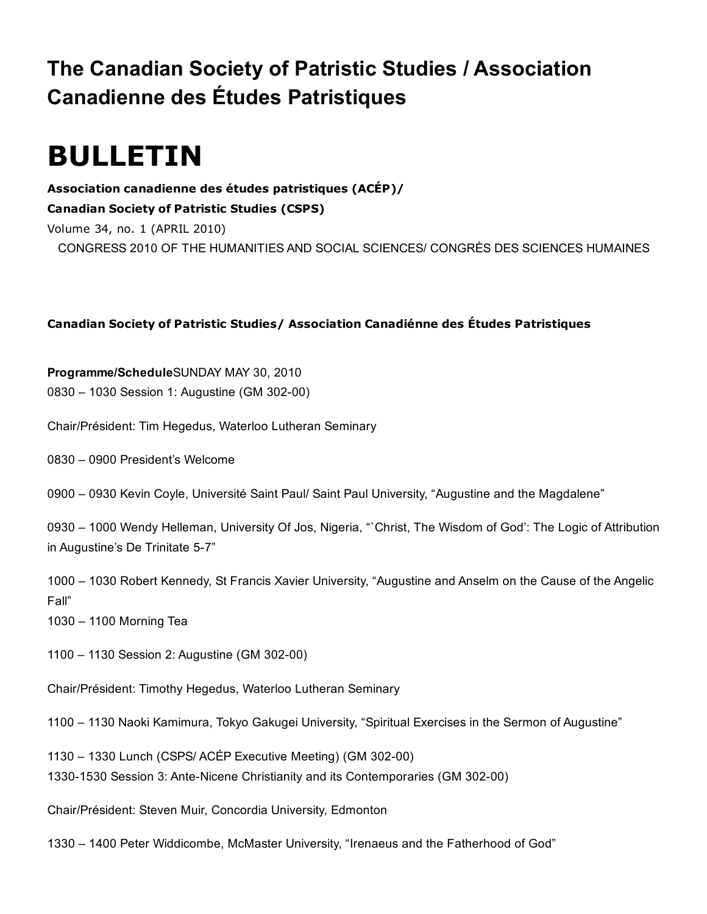# The Canadian Society of Patristic Studies / Association Canadienne des Études Patristiques

# BULLETIN

**Association canadienne des études patristiques (ACÉP)/**

**Canadian Society of Patristic Studies (CSPS)**

Volume 34, no. 1 (APRIL 2010)

CONGRESS 2010 OF THE HUMANITIES AND SOCIAL SCIENCES/ CONGRÈS DES SCIENCES HUMAINES

**Canadian Society of Patristic Studies/ Association Canadiénne des Études Patristiques**

**Programme/Schedule**SUNDAY MAY 30, 2010

0830 – 1030 Session 1: Augustine (GM 302-00)

Chair/Président: Tim Hegedus, Waterloo Lutheran Seminary

0830 – 0900 President's Welcome

0900 – 0930 Kevin Coyle, Université Saint Paul/ Saint Paul University, "Augustine and the Magdalene"

0930 – 1000 Wendy Helleman, University Of Jos, Nigeria, "`Christ, The Wisdom of God': The Logic of Attribution in Augustine's De Trinitate 5-7"

1000 – 1030 Robert Kennedy, St Francis Xavier University, "Augustine and Anselm on the Cause of the Angelic Fall"

1030 – 1100 Morning Tea

1100 – 1130 Session 2: Augustine (GM 302-00)

Chair/Président: Timothy Hegedus, Waterloo Lutheran Seminary

1100 – 1130 Naoki Kamimura, Tokyo Gakugei University, "Spiritual Exercises in the Sermon of Augustine"

1130 – 1330 Lunch (CSPS/ ACÉP Executive Meeting) (GM 302-00)

1330-1530 Session 3: Ante-Nicene Christianity and its Contemporaries (GM 302-00)

Chair/Président: Steven Muir, Concordia University, Edmonton

1330 – 1400 Peter Widdicombe, McMaster University, "Irenaeus and the Fatherhood of God"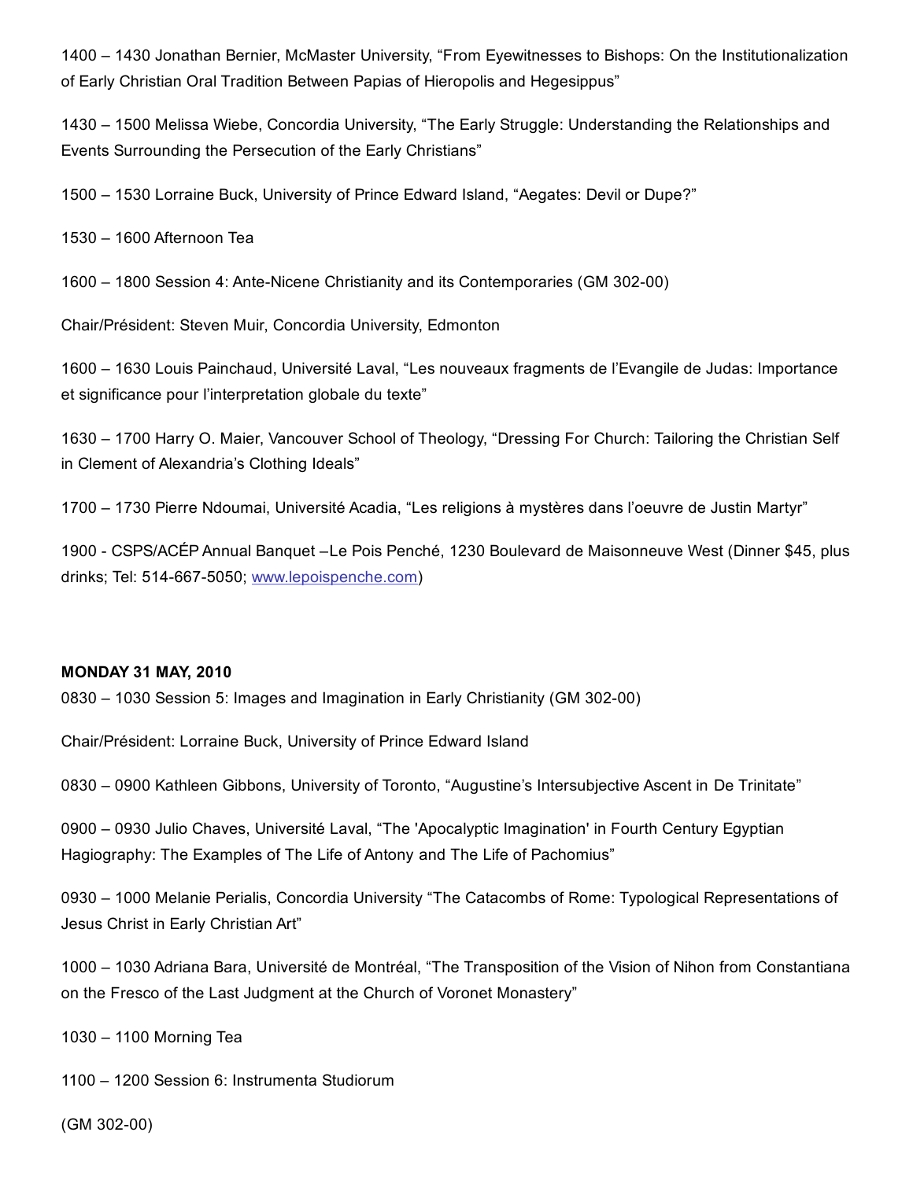1400 – 1430 Jonathan Bernier, McMaster University, “From Eyewitnesses to Bishops: On the Institutionalization of Early Christian Oral Tradition Between Papias of Hieropolis and Hegesippus”

1430 – 1500 Melissa Wiebe, Concordia University, “The Early Struggle: Understanding the Relationships and Events Surrounding the Persecution of the Early Christians”

1500 – 1530 Lorraine Buck, University of Prince Edward Island, “Aegates: Devil or Dupe?”

1530 – 1600 Afternoon Tea

1600 – 1800 Session 4: Ante-Nicene Christianity and its Contemporaries (GM 302-00)

Chair/Président: Steven Muir, Concordia University, Edmonton

1600 – 1630 Louis Painchaud, Université Laval, “Les nouveaux fragments de l’Evangile de Judas: Importance et significance pour l’interpretation globale du texte”

1630 – 1700 Harry O. Maier, Vancouver School of Theology, “Dressing For Church: Tailoring the Christian Self in Clement of Alexandria’s Clothing Ideals”

1700 – 1730 Pierre Ndoumai, Université Acadia, “Les religions à mystères dans l’oeuvre de Justin Martyr”

1900 - CSPS/ACÉP Annual Banquet –Le Pois Penché, 1230 Boulevard de Maisonneuve West (Dinner $45, plus drinks; Tel: 514-667-5050; [www.lepoispenche.com](http://www.lepoispenche.com))

**MONDAY 31 MAY, 2010**

0830 – 1030 Session 5: Images and Imagination in Early Christianity (GM 302-00)

Chair/Président: Lorraine Buck, University of Prince Edward Island

0830 – 0900 Kathleen Gibbons, University of Toronto, “Augustine’s Intersubjective Ascent in De Trinitate”

0900 – 0930 Julio Chaves, Université Laval, “The 'Apocalyptic Imagination' in Fourth Century Egyptian Hagiography: The Examples of The Life of Antony and The Life of Pachomius”

0930 – 1000 Melanie Perialis, Concordia University “The Catacombs of Rome: Typological Representations of Jesus Christ in Early Christian Art”

1000 – 1030 Adriana Bara, Université de Montréal, “The Transposition of the Vision of Nihon from Constantiana on the Fresco of the Last Judgment at the Church of Voronet Monastery”

1030 – 1100 Morning Tea

1100 – 1200 Session 6: Instrumenta Studiorum

(GM 302-00)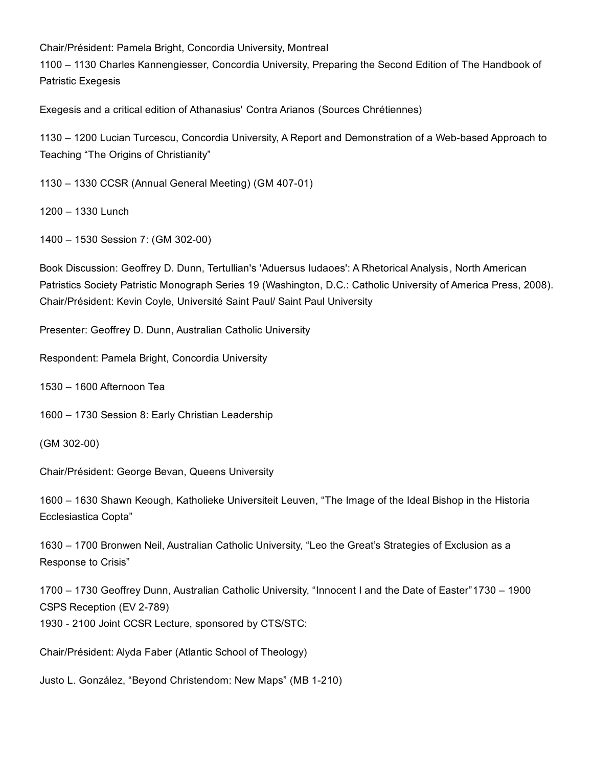Chair/Président: Pamela Bright, Concordia University, Montreal

1100 – 1130 Charles Kannengiesser, Concordia University, Preparing the Second Edition of The Handbook of Patristic Exegesis

Exegesis and a critical edition of Athanasius' Contra Arianos (Sources Chrétiennes)

1130 – 1200 Lucian Turcescu, Concordia University, A Report and Demonstration of a Web-based Approach to Teaching "The Origins of Christianity"

1130 – 1330 CCSR (Annual General Meeting) (GM 407-01)

1200 – 1330 Lunch

1400 – 1530 Session 7: (GM 302-00)

Book Discussion: Geoffrey D. Dunn, Tertullian's 'Aduersus Iudaoes': A Rhetorical Analysis, North American Patristics Society Patristic Monograph Series 19 (Washington, D.C.: Catholic University of America Press, 2008).
Chair/Président: Kevin Coyle, Université Saint Paul/ Saint Paul University

Presenter: Geoffrey D. Dunn, Australian Catholic University

Respondent: Pamela Bright, Concordia University

1530 – 1600 Afternoon Tea

1600 – 1730 Session 8: Early Christian Leadership

(GM 302-00)

Chair/Président: George Bevan, Queens University

1600 – 1630 Shawn Keough, Katholieke Universiteit Leuven, "The Image of the Ideal Bishop in the Historia Ecclesiastica Copta"

1630 – 1700 Bronwen Neil, Australian Catholic University, "Leo the Great's Strategies of Exclusion as a Response to Crisis"

1700 – 1730 Geoffrey Dunn, Australian Catholic University, "Innocent I and the Date of Easter"1730 – 1900 CSPS Reception (EV 2-789)

1930 - 2100 Joint CCSR Lecture, sponsored by CTS/STC:

Chair/Président: Alyda Faber (Atlantic School of Theology)

Justo L. González, "Beyond Christendom: New Maps" (MB 1-210)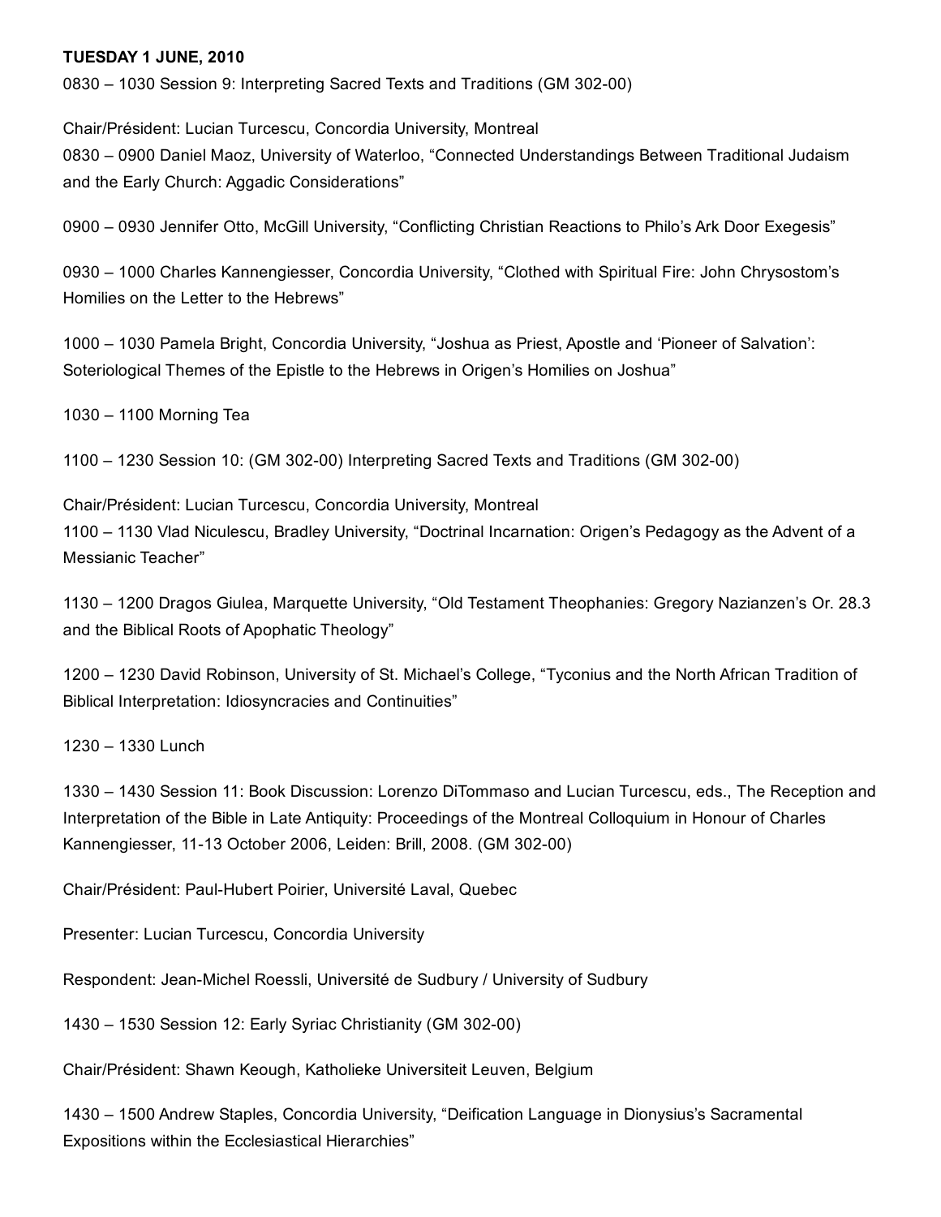**TUESDAY 1 JUNE, 2010**

0830 – 1030 Session 9: Interpreting Sacred Texts and Traditions (GM 302-00)

Chair/Président: Lucian Turcescu, Concordia University, Montreal
0830 – 0900 Daniel Maoz, University of Waterloo, "Connected Understandings Between Traditional Judaism and the Early Church: Aggadic Considerations"

0900 – 0930 Jennifer Otto, McGill University, "Conflicting Christian Reactions to Philo's Ark Door Exegesis"

0930 – 1000 Charles Kannengiesser, Concordia University, "Clothed with Spiritual Fire: John Chrysostom's Homilies on the Letter to the Hebrews"

1000 – 1030 Pamela Bright, Concordia University, "Joshua as Priest, Apostle and 'Pioneer of Salvation': Soteriological Themes of the Epistle to the Hebrews in Origen's Homilies on Joshua"

1030 – 1100 Morning Tea

1100 – 1230 Session 10: (GM 302-00) Interpreting Sacred Texts and Traditions (GM 302-00)

Chair/Président: Lucian Turcescu, Concordia University, Montreal
1100 – 1130 Vlad Niculescu, Bradley University, "Doctrinal Incarnation: Origen's Pedagogy as the Advent of a Messianic Teacher"

1130 – 1200 Dragos Giulea, Marquette University, "Old Testament Theophanies: Gregory Nazianzen's Or. 28.3 and the Biblical Roots of Apophatic Theology"

1200 – 1230 David Robinson, University of St. Michael's College, "Tyconius and the North African Tradition of Biblical Interpretation: Idiosyncracies and Continuities"

1230 – 1330 Lunch

1330 – 1430 Session 11: Book Discussion: Lorenzo DiTommaso and Lucian Turcescu, eds., The Reception and Interpretation of the Bible in Late Antiquity: Proceedings of the Montreal Colloquium in Honour of Charles Kannengiesser, 11-13 October 2006, Leiden: Brill, 2008. (GM 302-00)

Chair/Président: Paul-Hubert Poirier, Université Laval, Quebec

Presenter: Lucian Turcescu, Concordia University

Respondent: Jean-Michel Roessli, Université de Sudbury / University of Sudbury

1430 – 1530 Session 12: Early Syriac Christianity (GM 302-00)

Chair/Président: Shawn Keough, Katholieke Universiteit Leuven, Belgium

1430 – 1500 Andrew Staples, Concordia University, "Deification Language in Dionysius's Sacramental Expositions within the Ecclesiastical Hierarchies"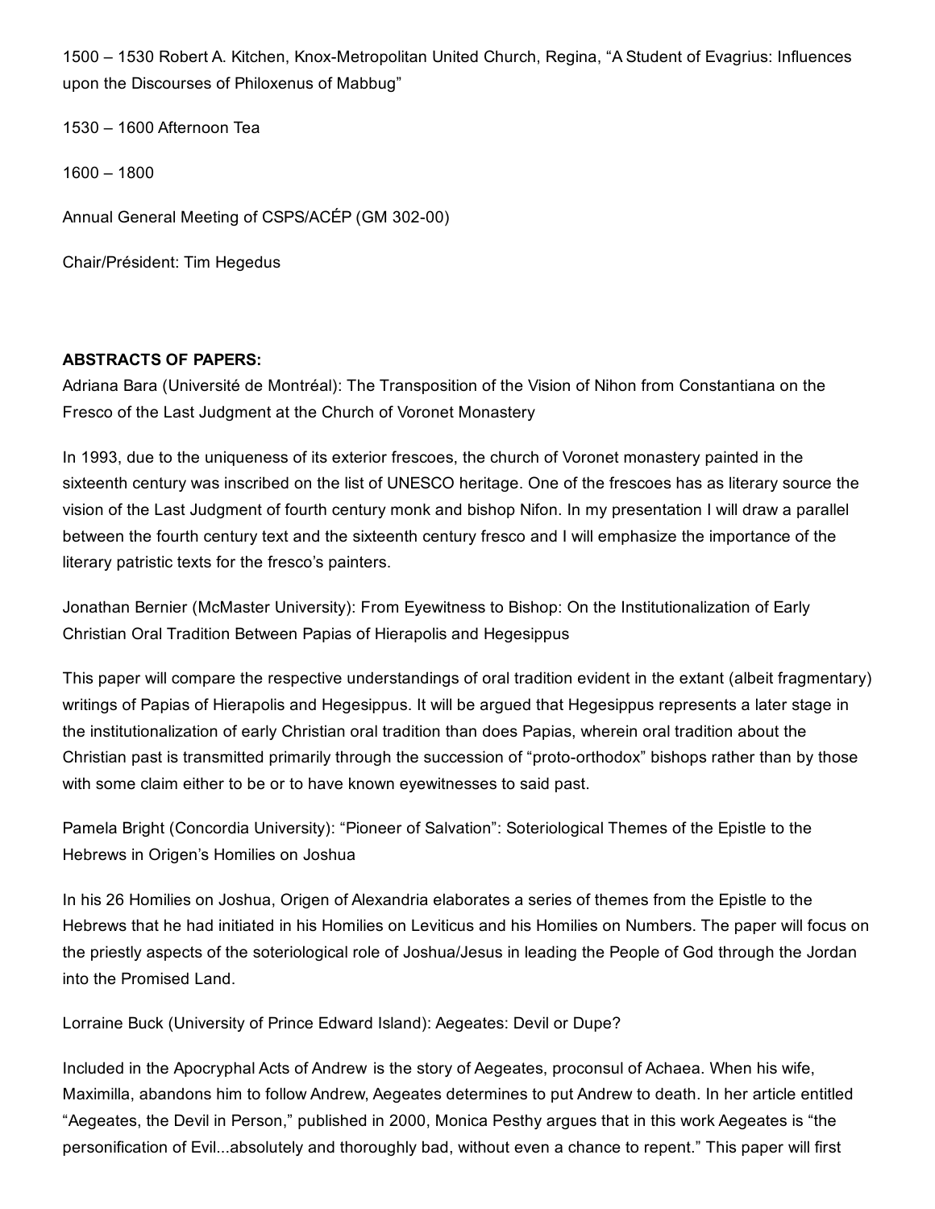1500 – 1530 Robert A. Kitchen, Knox-Metropolitan United Church, Regina, "A Student of Evagrius: Influences upon the Discourses of Philoxenus of Mabbug"

1530 – 1600 Afternoon Tea

1600 – 1800

Annual General Meeting of CSPS/ACÉP (GM 302-00)

Chair/Président: Tim Hegedus

**ABSTRACTS OF PAPERS:**

Adriana Bara (Université de Montréal): The Transposition of the Vision of Nihon from Constantiana on the Fresco of the Last Judgment at the Church of Voronet Monastery

In 1993, due to the uniqueness of its exterior frescoes, the church of Voronet monastery painted in the sixteenth century was inscribed on the list of UNESCO heritage. One of the frescoes has as literary source the vision of the Last Judgment of fourth century monk and bishop Nifon. In my presentation I will draw a parallel between the fourth century text and the sixteenth century fresco and I will emphasize the importance of the literary patristic texts for the fresco's painters.

Jonathan Bernier (McMaster University): From Eyewitness to Bishop: On the Institutionalization of Early Christian Oral Tradition Between Papias of Hierapolis and Hegesippus

This paper will compare the respective understandings of oral tradition evident in the extant (albeit fragmentary) writings of Papias of Hierapolis and Hegesippus. It will be argued that Hegesippus represents a later stage in the institutionalization of early Christian oral tradition than does Papias, wherein oral tradition about the Christian past is transmitted primarily through the succession of "proto-orthodox" bishops rather than by those with some claim either to be or to have known eyewitnesses to said past.

Pamela Bright (Concordia University): "Pioneer of Salvation": Soteriological Themes of the Epistle to the Hebrews in Origen's Homilies on Joshua

In his 26 Homilies on Joshua, Origen of Alexandria elaborates a series of themes from the Epistle to the Hebrews that he had initiated in his Homilies on Leviticus and his Homilies on Numbers. The paper will focus on the priestly aspects of the soteriological role of Joshua/Jesus in leading the People of God through the Jordan into the Promised Land.

Lorraine Buck (University of Prince Edward Island): Aegeates: Devil or Dupe?

Included in the Apocryphal Acts of Andrew is the story of Aegeates, proconsul of Achaea. When his wife, Maximilla, abandons him to follow Andrew, Aegeates determines to put Andrew to death. In her article entitled "Aegeates, the Devil in Person," published in 2000, Monica Pesthy argues that in this work Aegeates is "the personification of Evil...absolutely and thoroughly bad, without even a chance to repent." This paper will first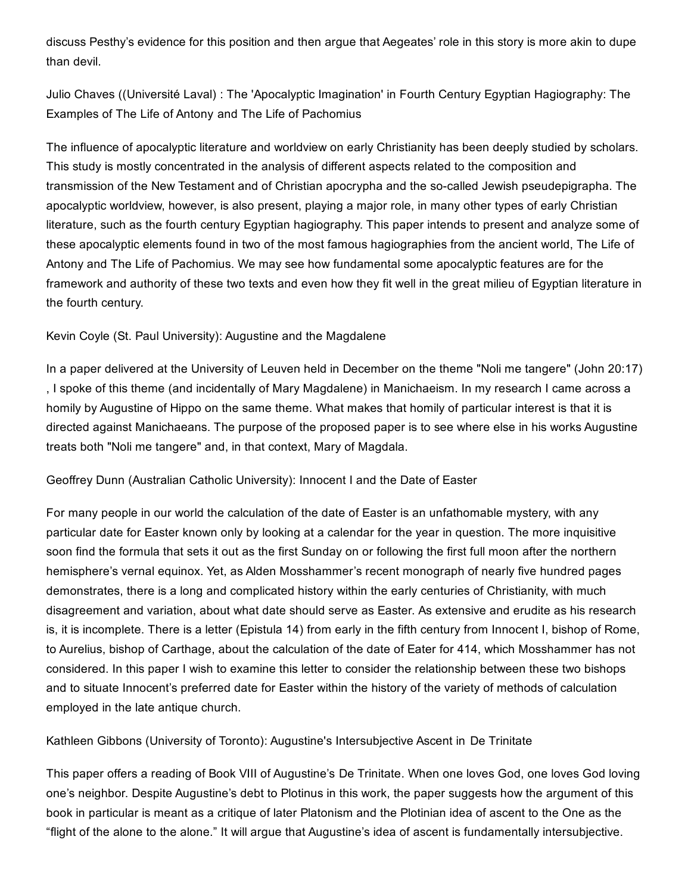discuss Pesthy's evidence for this position and then argue that Aegeates' role in this story is more akin to dupe than devil.

Julio Chaves ((Université Laval) : The 'Apocalyptic Imagination' in Fourth Century Egyptian Hagiography: The Examples of The Life of Antony and The Life of Pachomius

The influence of apocalyptic literature and worldview on early Christianity has been deeply studied by scholars. This study is mostly concentrated in the analysis of different aspects related to the composition and transmission of the New Testament and of Christian apocrypha and the so-called Jewish pseudepigrapha. The apocalyptic worldview, however, is also present, playing a major role, in many other types of early Christian literature, such as the fourth century Egyptian hagiography. This paper intends to present and analyze some of these apocalyptic elements found in two of the most famous hagiographies from the ancient world, The Life of Antony and The Life of Pachomius. We may see how fundamental some apocalyptic features are for the framework and authority of these two texts and even how they fit well in the great milieu of Egyptian literature in the fourth century.

Kevin Coyle (St. Paul University): Augustine and the Magdalene

In a paper delivered at the University of Leuven held in December on the theme "Noli me tangere" (John 20:17) , I spoke of this theme (and incidentally of Mary Magdalene) in Manichaeism. In my research I came across a homily by Augustine of Hippo on the same theme. What makes that homily of particular interest is that it is directed against Manichaeans. The purpose of the proposed paper is to see where else in his works Augustine treats both "Noli me tangere" and, in that context, Mary of Magdala.

Geoffrey Dunn (Australian Catholic University): Innocent I and the Date of Easter

For many people in our world the calculation of the date of Easter is an unfathomable mystery, with any particular date for Easter known only by looking at a calendar for the year in question. The more inquisitive soon find the formula that sets it out as the first Sunday on or following the first full moon after the northern hemisphere's vernal equinox. Yet, as Alden Mosshammer's recent monograph of nearly five hundred pages demonstrates, there is a long and complicated history within the early centuries of Christianity, with much disagreement and variation, about what date should serve as Easter. As extensive and erudite as his research is, it is incomplete. There is a letter (Epistula 14) from early in the fifth century from Innocent I, bishop of Rome, to Aurelius, bishop of Carthage, about the calculation of the date of Eater for 414, which Mosshammer has not considered. In this paper I wish to examine this letter to consider the relationship between these two bishops and to situate Innocent's preferred date for Easter within the history of the variety of methods of calculation employed in the late antique church.

Kathleen Gibbons (University of Toronto): Augustine's Intersubjective Ascent in De Trinitate

This paper offers a reading of Book VIII of Augustine's De Trinitate. When one loves God, one loves God loving one's neighbor. Despite Augustine's debt to Plotinus in this work, the paper suggests how the argument of this book in particular is meant as a critique of later Platonism and the Plotinian idea of ascent to the One as the "flight of the alone to the alone." It will argue that Augustine's idea of ascent is fundamentally intersubjective.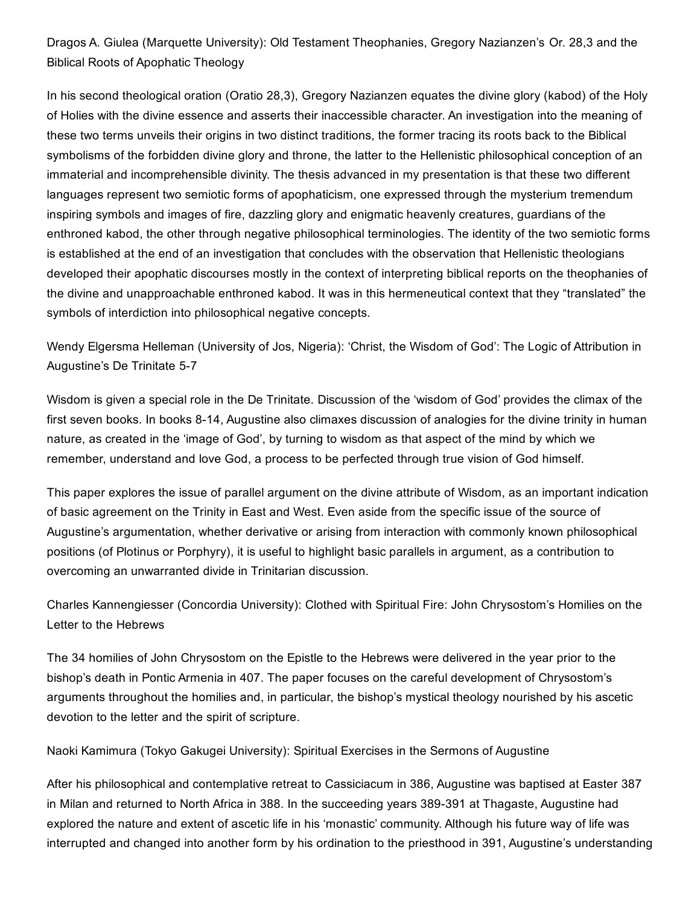Dragos A. Giulea (Marquette University): Old Testament Theophanies, Gregory Nazianzen's Or. 28,3 and the Biblical Roots of Apophatic Theology

In his second theological oration (Oratio 28,3), Gregory Nazianzen equates the divine glory (kabod) of the Holy of Holies with the divine essence and asserts their inaccessible character. An investigation into the meaning of these two terms unveils their origins in two distinct traditions, the former tracing its roots back to the Biblical symbolisms of the forbidden divine glory and throne, the latter to the Hellenistic philosophical conception of an immaterial and incomprehensible divinity. The thesis advanced in my presentation is that these two different languages represent two semiotic forms of apophaticism, one expressed through the mysterium tremendum inspiring symbols and images of fire, dazzling glory and enigmatic heavenly creatures, guardians of the enthroned kabod, the other through negative philosophical terminologies. The identity of the two semiotic forms is established at the end of an investigation that concludes with the observation that Hellenistic theologians developed their apophatic discourses mostly in the context of interpreting biblical reports on the theophanies of the divine and unapproachable enthroned kabod. It was in this hermeneutical context that they "translated" the symbols of interdiction into philosophical negative concepts.

Wendy Elgersma Helleman (University of Jos, Nigeria): 'Christ, the Wisdom of God': The Logic of Attribution in Augustine's De Trinitate 5-7

Wisdom is given a special role in the De Trinitate. Discussion of the 'wisdom of God' provides the climax of the first seven books. In books 8-14, Augustine also climaxes discussion of analogies for the divine trinity in human nature, as created in the 'image of God', by turning to wisdom as that aspect of the mind by which we remember, understand and love God, a process to be perfected through true vision of God himself.

This paper explores the issue of parallel argument on the divine attribute of Wisdom, as an important indication of basic agreement on the Trinity in East and West. Even aside from the specific issue of the source of Augustine's argumentation, whether derivative or arising from interaction with commonly known philosophical positions (of Plotinus or Porphyry), it is useful to highlight basic parallels in argument, as a contribution to overcoming an unwarranted divide in Trinitarian discussion.

Charles Kannengiesser (Concordia University): Clothed with Spiritual Fire: John Chrysostom's Homilies on the Letter to the Hebrews

The 34 homilies of John Chrysostom on the Epistle to the Hebrews were delivered in the year prior to the bishop's death in Pontic Armenia in 407. The paper focuses on the careful development of Chrysostom's arguments throughout the homilies and, in particular, the bishop's mystical theology nourished by his ascetic devotion to the letter and the spirit of scripture.

Naoki Kamimura (Tokyo Gakugei University): Spiritual Exercises in the Sermons of Augustine

After his philosophical and contemplative retreat to Cassiciacum in 386, Augustine was baptised at Easter 387 in Milan and returned to North Africa in 388. In the succeeding years 389-391 at Thagaste, Augustine had explored the nature and extent of ascetic life in his 'monastic' community. Although his future way of life was interrupted and changed into another form by his ordination to the priesthood in 391, Augustine's understanding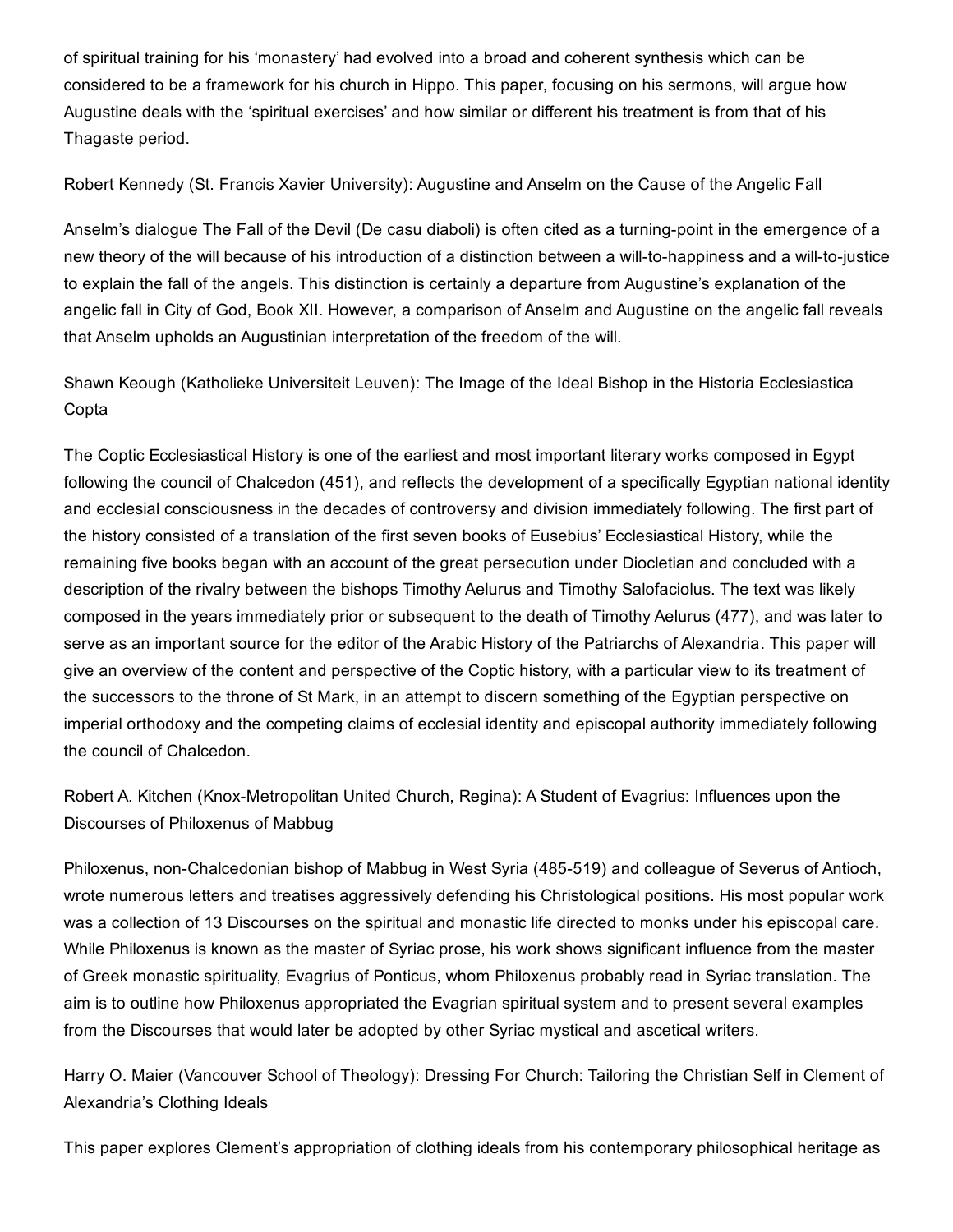of spiritual training for his 'monastery' had evolved into a broad and coherent synthesis which can be considered to be a framework for his church in Hippo. This paper, focusing on his sermons, will argue how Augustine deals with the 'spiritual exercises' and how similar or different his treatment is from that of his Thagaste period.

Robert Kennedy (St. Francis Xavier University): Augustine and Anselm on the Cause of the Angelic Fall

Anselm's dialogue The Fall of the Devil (De casu diaboli) is often cited as a turning-point in the emergence of a new theory of the will because of his introduction of a distinction between a will-to-happiness and a will-to-justice to explain the fall of the angels. This distinction is certainly a departure from Augustine's explanation of the angelic fall in City of God, Book XII. However, a comparison of Anselm and Augustine on the angelic fall reveals that Anselm upholds an Augustinian interpretation of the freedom of the will.

Shawn Keough (Katholieke Universiteit Leuven): The Image of the Ideal Bishop in the Historia Ecclesiastica Copta

The Coptic Ecclesiastical History is one of the earliest and most important literary works composed in Egypt following the council of Chalcedon (451), and reflects the development of a specifically Egyptian national identity and ecclesial consciousness in the decades of controversy and division immediately following. The first part of the history consisted of a translation of the first seven books of Eusebius' Ecclesiastical History, while the remaining five books began with an account of the great persecution under Diocletian and concluded with a description of the rivalry between the bishops Timothy Aelurus and Timothy Salofaciolus. The text was likely composed in the years immediately prior or subsequent to the death of Timothy Aelurus (477), and was later to serve as an important source for the editor of the Arabic History of the Patriarchs of Alexandria. This paper will give an overview of the content and perspective of the Coptic history, with a particular view to its treatment of the successors to the throne of St Mark, in an attempt to discern something of the Egyptian perspective on imperial orthodoxy and the competing claims of ecclesial identity and episcopal authority immediately following the council of Chalcedon.

Robert A. Kitchen (Knox-Metropolitan United Church, Regina): A Student of Evagrius: Influences upon the Discourses of Philoxenus of Mabbug

Philoxenus, non-Chalcedonian bishop of Mabbug in West Syria (485-519) and colleague of Severus of Antioch, wrote numerous letters and treatises aggressively defending his Christological positions. His most popular work was a collection of 13 Discourses on the spiritual and monastic life directed to monks under his episcopal care. While Philoxenus is known as the master of Syriac prose, his work shows significant influence from the master of Greek monastic spirituality, Evagrius of Ponticus, whom Philoxenus probably read in Syriac translation. The aim is to outline how Philoxenus appropriated the Evagrian spiritual system and to present several examples from the Discourses that would later be adopted by other Syriac mystical and ascetical writers.

Harry O. Maier (Vancouver School of Theology): Dressing For Church: Tailoring the Christian Self in Clement of Alexandria's Clothing Ideals

This paper explores Clement's appropriation of clothing ideals from his contemporary philosophical heritage as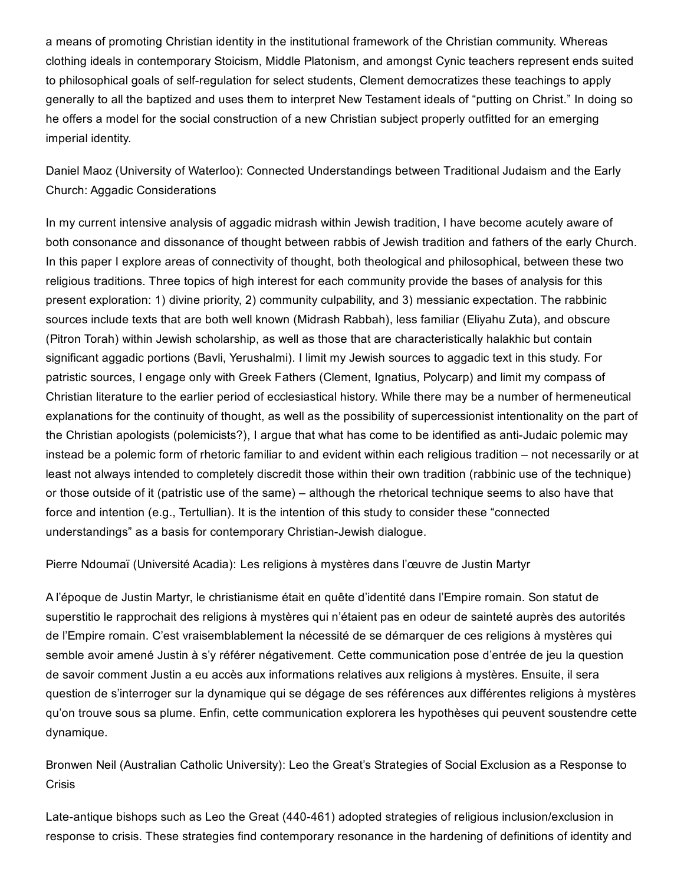a means of promoting Christian identity in the institutional framework of the Christian community. Whereas clothing ideals in contemporary Stoicism, Middle Platonism, and amongst Cynic teachers represent ends suited to philosophical goals of self-regulation for select students, Clement democratizes these teachings to apply generally to all the baptized and uses them to interpret New Testament ideals of "putting on Christ." In doing so he offers a model for the social construction of a new Christian subject properly outfitted for an emerging imperial identity.

Daniel Maoz (University of Waterloo): Connected Understandings between Traditional Judaism and the Early Church: Aggadic Considerations

In my current intensive analysis of aggadic midrash within Jewish tradition, I have become acutely aware of both consonance and dissonance of thought between rabbis of Jewish tradition and fathers of the early Church. In this paper I explore areas of connectivity of thought, both theological and philosophical, between these two religious traditions. Three topics of high interest for each community provide the bases of analysis for this present exploration: 1) divine priority, 2) community culpability, and 3) messianic expectation. The rabbinic sources include texts that are both well known (Midrash Rabbah), less familiar (Eliyahu Zuta), and obscure (Pitron Torah) within Jewish scholarship, as well as those that are characteristically halakhic but contain significant aggadic portions (Bavli, Yerushalmi). I limit my Jewish sources to aggadic text in this study. For patristic sources, I engage only with Greek Fathers (Clement, Ignatius, Polycarp) and limit my compass of Christian literature to the earlier period of ecclesiastical history. While there may be a number of hermeneutical explanations for the continuity of thought, as well as the possibility of supercessionist intentionality on the part of the Christian apologists (polemicists?), I argue that what has come to be identified as anti-Judaic polemic may instead be a polemic form of rhetoric familiar to and evident within each religious tradition – not necessarily or at least not always intended to completely discredit those within their own tradition (rabbinic use of the technique) or those outside of it (patristic use of the same) – although the rhetorical technique seems to also have that force and intention (e.g., Tertullian). It is the intention of this study to consider these "connected understandings" as a basis for contemporary Christian-Jewish dialogue.

Pierre Ndoumaï (Université Acadia): Les religions à mystères dans l'œuvre de Justin Martyr

A l'époque de Justin Martyr, le christianisme était en quête d'identité dans l'Empire romain. Son statut de superstitio le rapprochait des religions à mystères qui n'étaient pas en odeur de sainteté auprès des autorités de l'Empire romain. C'est vraisemblablement la nécessité de se démarquer de ces religions à mystères qui semble avoir amené Justin à s'y référer négativement. Cette communication pose d'entrée de jeu la question de savoir comment Justin a eu accès aux informations relatives aux religions à mystères. Ensuite, il sera question de s'interroger sur la dynamique qui se dégage de ses références aux différentes religions à mystères qu'on trouve sous sa plume. Enfin, cette communication explorera les hypothèses qui peuvent soustendre cette dynamique.

Bronwen Neil (Australian Catholic University): Leo the Great's Strategies of Social Exclusion as a Response to Crisis

Late-antique bishops such as Leo the Great (440-461) adopted strategies of religious inclusion/exclusion in response to crisis. These strategies find contemporary resonance in the hardening of definitions of identity and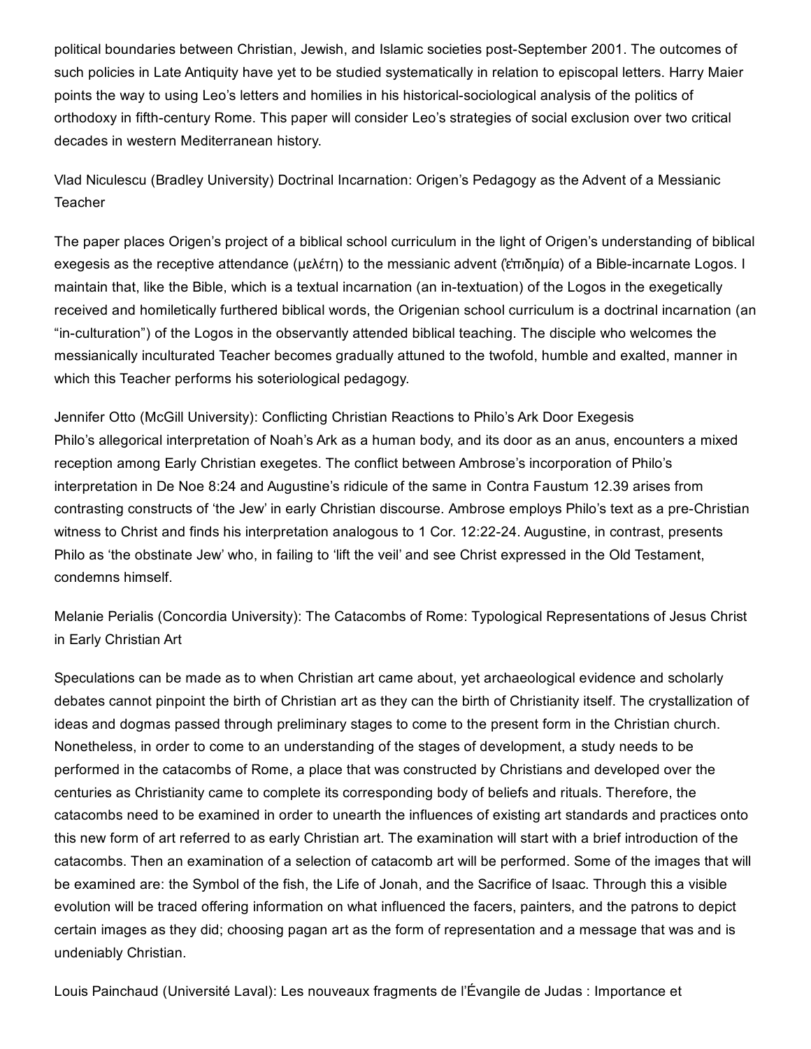political boundaries between Christian, Jewish, and Islamic societies post-September 2001. The outcomes of such policies in Late Antiquity have yet to be studied systematically in relation to episcopal letters. Harry Maier points the way to using Leo's letters and homilies in his historical-sociological analysis of the politics of orthodoxy in fifth-century Rome. This paper will consider Leo's strategies of social exclusion over two critical decades in western Mediterranean history.

Vlad Niculescu (Bradley University) Doctrinal Incarnation: Origen's Pedagogy as the Advent of a Messianic Teacher

The paper places Origen's project of a biblical school curriculum in the light of Origen's understanding of biblical exegesis as the receptive attendance (μελέτη) to the messianic advent (ἐπιδημία) of a Bible-incarnate Logos. I maintain that, like the Bible, which is a textual incarnation (an in-textuation) of the Logos in the exegetically received and homiletically furthered biblical words, the Origenian school curriculum is a doctrinal incarnation (an "in-culturation") of the Logos in the observantly attended biblical teaching. The disciple who welcomes the messianically inculturated Teacher becomes gradually attuned to the twofold, humble and exalted, manner in which this Teacher performs his soteriological pedagogy.

Jennifer Otto (McGill University): Conflicting Christian Reactions to Philo's Ark Door Exegesis
Philo's allegorical interpretation of Noah's Ark as a human body, and its door as an anus, encounters a mixed reception among Early Christian exegetes. The conflict between Ambrose's incorporation of Philo's interpretation in De Noe 8:24 and Augustine's ridicule of the same in Contra Faustum 12.39 arises from contrasting constructs of 'the Jew' in early Christian discourse. Ambrose employs Philo's text as a pre-Christian witness to Christ and finds his interpretation analogous to 1 Cor. 12:22-24. Augustine, in contrast, presents Philo as 'the obstinate Jew' who, in failing to 'lift the veil' and see Christ expressed in the Old Testament, condemns himself.

Melanie Perialis (Concordia University): The Catacombs of Rome: Typological Representations of Jesus Christ in Early Christian Art

Speculations can be made as to when Christian art came about, yet archaeological evidence and scholarly debates cannot pinpoint the birth of Christian art as they can the birth of Christianity itself. The crystallization of ideas and dogmas passed through preliminary stages to come to the present form in the Christian church. Nonetheless, in order to come to an understanding of the stages of development, a study needs to be performed in the catacombs of Rome, a place that was constructed by Christians and developed over the centuries as Christianity came to complete its corresponding body of beliefs and rituals. Therefore, the catacombs need to be examined in order to unearth the influences of existing art standards and practices onto this new form of art referred to as early Christian art. The examination will start with a brief introduction of the catacombs. Then an examination of a selection of catacomb art will be performed. Some of the images that will be examined are: the Symbol of the fish, the Life of Jonah, and the Sacrifice of Isaac. Through this a visible evolution will be traced offering information on what influenced the facers, painters, and the patrons to depict certain images as they did; choosing pagan art as the form of representation and a message that was and is undeniably Christian.

Louis Painchaud (Université Laval): Les nouveaux fragments de l'Évangile de Judas : Importance et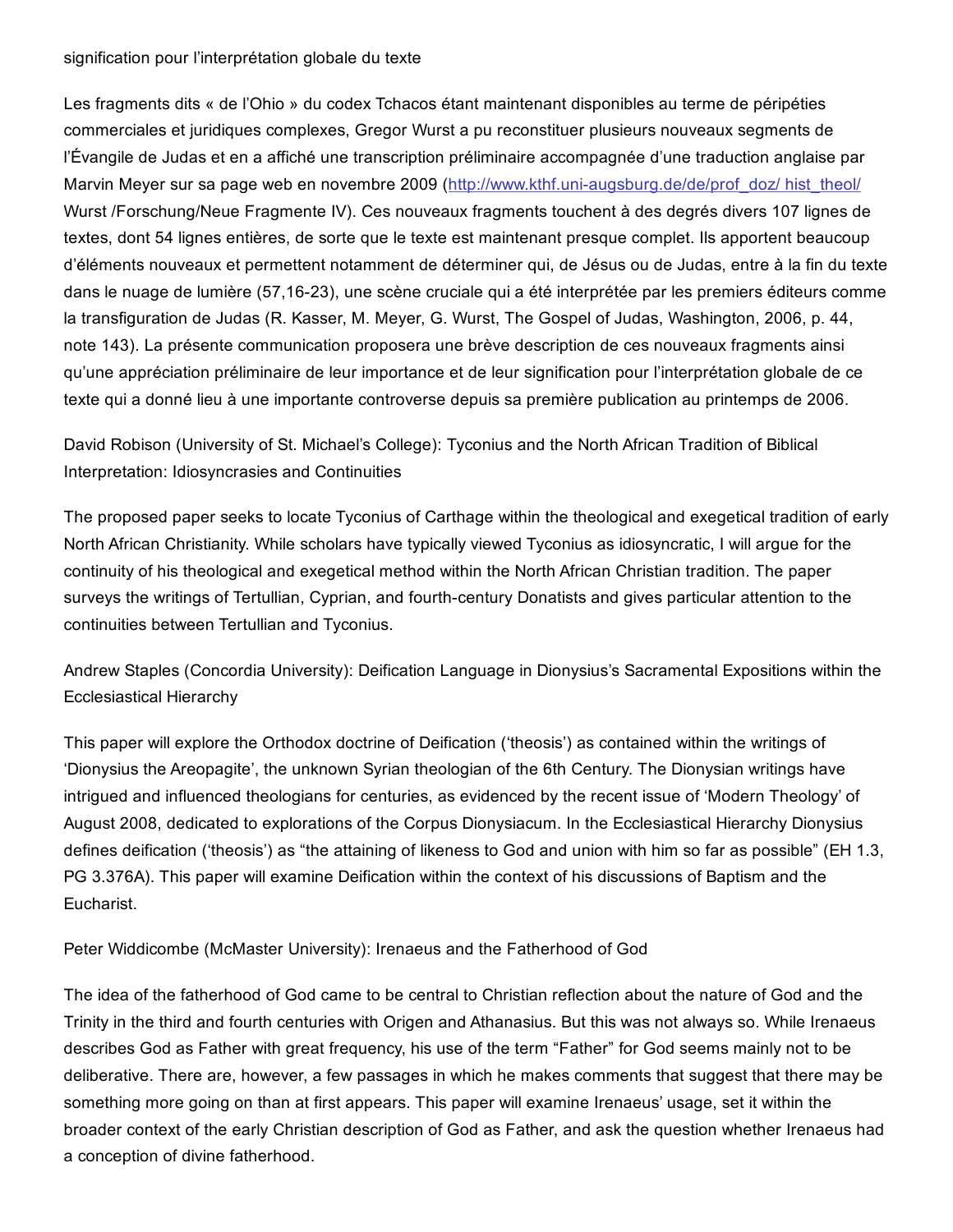signification pour l'interprétation globale du texte

Les fragments dits « de l'Ohio » du codex Tchacos étant maintenant disponibles au terme de péripéties commerciales et juridiques complexes, Gregor Wurst a pu reconstituer plusieurs nouveaux segments de l'Évangile de Judas et en a affiché une transcription préliminaire accompagnée d'une traduction anglaise par Marvin Meyer sur sa page web en novembre 2009 (http://www.kthf.uni-augsburg.de/de/prof_doz/ hist_theol/ Wurst /Forschung/Neue Fragmente IV). Ces nouveaux fragments touchent à des degrés divers 107 lignes de textes, dont 54 lignes entières, de sorte que le texte est maintenant presque complet. Ils apportent beaucoup d'éléments nouveaux et permettent notamment de déterminer qui, de Jésus ou de Judas, entre à la fin du texte dans le nuage de lumière (57,16-23), une scène cruciale qui a été interprétée par les premiers éditeurs comme la transfiguration de Judas (R. Kasser, M. Meyer, G. Wurst, The Gospel of Judas, Washington, 2006, p. 44, note 143). La présente communication proposera une brève description de ces nouveaux fragments ainsi qu'une appréciation préliminaire de leur importance et de leur signification pour l'interprétation globale de ce texte qui a donné lieu à une importante controverse depuis sa première publication au printemps de 2006.

David Robison (University of St. Michael's College): Tyconius and the North African Tradition of Biblical Interpretation: Idiosyncrasies and Continuities

The proposed paper seeks to locate Tyconius of Carthage within the theological and exegetical tradition of early North African Christianity. While scholars have typically viewed Tyconius as idiosyncratic, I will argue for the continuity of his theological and exegetical method within the North African Christian tradition. The paper surveys the writings of Tertullian, Cyprian, and fourth-century Donatists and gives particular attention to the continuities between Tertullian and Tyconius.

Andrew Staples (Concordia University): Deification Language in Dionysius's Sacramental Expositions within the Ecclesiastical Hierarchy

This paper will explore the Orthodox doctrine of Deification ('theosis') as contained within the writings of 'Dionysius the Areopagite', the unknown Syrian theologian of the 6th Century. The Dionysian writings have intrigued and influenced theologians for centuries, as evidenced by the recent issue of 'Modern Theology' of August 2008, dedicated to explorations of the Corpus Dionysiacum. In the Ecclesiastical Hierarchy Dionysius defines deification ('theosis') as "the attaining of likeness to God and union with him so far as possible" (EH 1.3, PG 3.376A). This paper will examine Deification within the context of his discussions of Baptism and the Eucharist.

Peter Widdicombe (McMaster University): Irenaeus and the Fatherhood of God

The idea of the fatherhood of God came to be central to Christian reflection about the nature of God and the Trinity in the third and fourth centuries with Origen and Athanasius. But this was not always so. While Irenaeus describes God as Father with great frequency, his use of the term "Father" for God seems mainly not to be deliberative. There are, however, a few passages in which he makes comments that suggest that there may be something more going on than at first appears. This paper will examine Irenaeus' usage, set it within the broader context of the early Christian description of God as Father, and ask the question whether Irenaeus had a conception of divine fatherhood.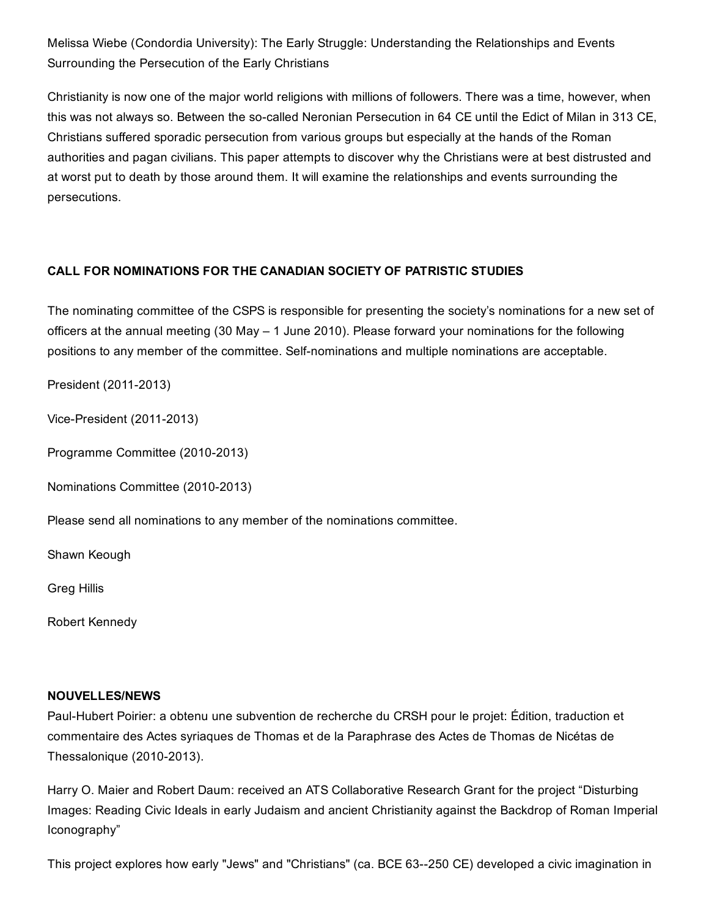Melissa Wiebe (Condordia University): The Early Struggle: Understanding the Relationships and Events Surrounding the Persecution of the Early Christians

Christianity is now one of the major world religions with millions of followers. There was a time, however, when this was not always so. Between the so-called Neronian Persecution in 64 CE until the Edict of Milan in 313 CE, Christians suffered sporadic persecution from various groups but especially at the hands of the Roman authorities and pagan civilians. This paper attempts to discover why the Christians were at best distrusted and at worst put to death by those around them. It will examine the relationships and events surrounding the persecutions.

**CALL FOR NOMINATIONS FOR THE CANADIAN SOCIETY OF PATRISTIC STUDIES**

The nominating committee of the CSPS is responsible for presenting the society's nominations for a new set of officers at the annual meeting (30 May – 1 June 2010). Please forward your nominations for the following positions to any member of the committee. Self-nominations and multiple nominations are acceptable.

President (2011-2013)

Vice-President (2011-2013)

Programme Committee (2010-2013)

Nominations Committee (2010-2013)

Please send all nominations to any member of the nominations committee.

Shawn Keough

Greg Hillis

Robert Kennedy

**NOUVELLES/NEWS**

Paul-Hubert Poirier: a obtenu une subvention de recherche du CRSH pour le projet: Édition, traduction et commentaire des Actes syriaques de Thomas et de la Paraphrase des Actes de Thomas de Nicétas de Thessalonique (2010-2013).

Harry O. Maier and Robert Daum: received an ATS Collaborative Research Grant for the project "Disturbing Images: Reading Civic Ideals in early Judaism and ancient Christianity against the Backdrop of Roman Imperial Iconography"

This project explores how early "Jews" and "Christians" (ca. BCE 63--250 CE) developed a civic imagination in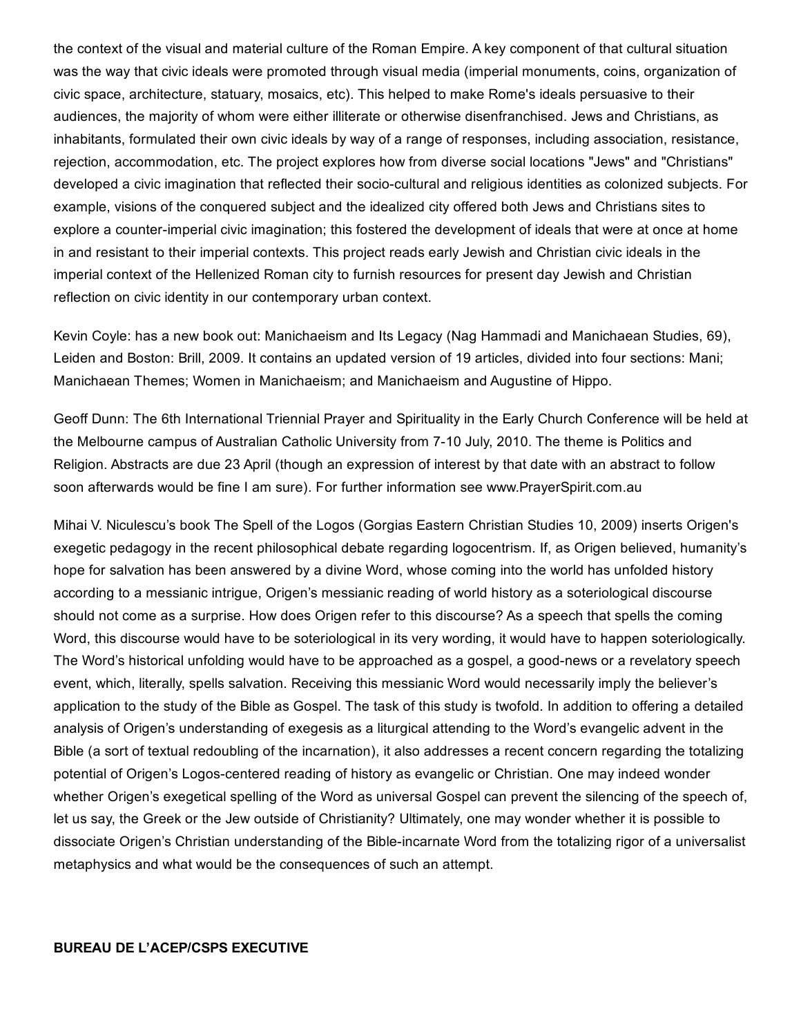the context of the visual and material culture of the Roman Empire. A key component of that cultural situation was the way that civic ideals were promoted through visual media (imperial monuments, coins, organization of civic space, architecture, statuary, mosaics, etc). This helped to make Rome's ideals persuasive to their audiences, the majority of whom were either illiterate or otherwise disenfranchised. Jews and Christians, as inhabitants, formulated their own civic ideals by way of a range of responses, including association, resistance, rejection, accommodation, etc. The project explores how from diverse social locations "Jews" and "Christians" developed a civic imagination that reflected their socio-cultural and religious identities as colonized subjects. For example, visions of the conquered subject and the idealized city offered both Jews and Christians sites to explore a counter-imperial civic imagination; this fostered the development of ideals that were at once at home in and resistant to their imperial contexts. This project reads early Jewish and Christian civic ideals in the imperial context of the Hellenized Roman city to furnish resources for present day Jewish and Christian reflection on civic identity in our contemporary urban context.

Kevin Coyle: has a new book out: Manichaeism and Its Legacy (Nag Hammadi and Manichaean Studies, 69), Leiden and Boston: Brill, 2009. It contains an updated version of 19 articles, divided into four sections: Mani; Manichaean Themes; Women in Manichaeism; and Manichaeism and Augustine of Hippo.

Geoff Dunn: The 6th International Triennial Prayer and Spirituality in the Early Church Conference will be held at the Melbourne campus of Australian Catholic University from 7-10 July, 2010. The theme is Politics and Religion. Abstracts are due 23 April (though an expression of interest by that date with an abstract to follow soon afterwards would be fine I am sure). For further information see www.PrayerSpirit.com.au

Mihai V. Niculescu's book The Spell of the Logos (Gorgias Eastern Christian Studies 10, 2009) inserts Origen's exegetic pedagogy in the recent philosophical debate regarding logocentrism. If, as Origen believed, humanity's hope for salvation has been answered by a divine Word, whose coming into the world has unfolded history according to a messianic intrigue, Origen's messianic reading of world history as a soteriological discourse should not come as a surprise. How does Origen refer to this discourse? As a speech that spells the coming Word, this discourse would have to be soteriological in its very wording, it would have to happen soteriologically. The Word's historical unfolding would have to be approached as a gospel, a good-news or a revelatory speech event, which, literally, spells salvation. Receiving this messianic Word would necessarily imply the believer's application to the study of the Bible as Gospel. The task of this study is twofold. In addition to offering a detailed analysis of Origen's understanding of exegesis as a liturgical attending to the Word's evangelic advent in the Bible (a sort of textual redoubling of the incarnation), it also addresses a recent concern regarding the totalizing potential of Origen's Logos-centered reading of history as evangelic or Christian. One may indeed wonder whether Origen's exegetical spelling of the Word as universal Gospel can prevent the silencing of the speech of, let us say, the Greek or the Jew outside of Christianity? Ultimately, one may wonder whether it is possible to dissociate Origen's Christian understanding of the Bible-incarnate Word from the totalizing rigor of a universalist metaphysics and what would be the consequences of such an attempt.

**BUREAU DE L'ACEP/CSPS EXECUTIVE**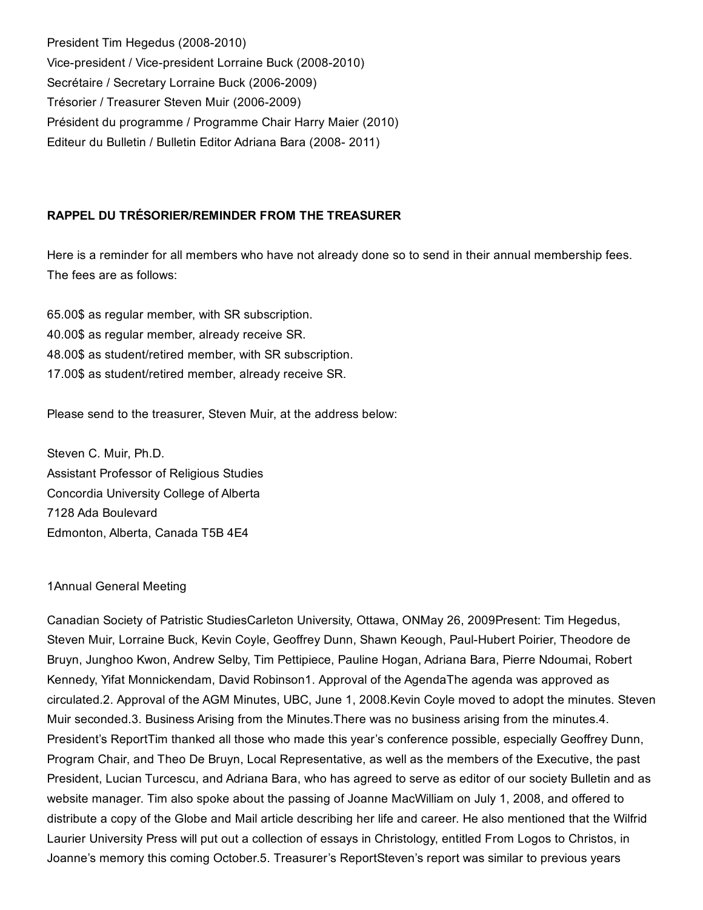President Tim Hegedus (2008-2010)
Vice-president / Vice-president Lorraine Buck (2008-2010)
Secrétaire / Secretary Lorraine Buck (2006-2009)
Trésorier / Treasurer Steven Muir (2006-2009)
Président du programme / Programme Chair Harry Maier (2010)
Editeur du Bulletin / Bulletin Editor Adriana Bara (2008- 2011)

**RAPPEL DU TRÉSORIER/REMINDER FROM THE TREASURER**

Here is a reminder for all members who have not already done so to send in their annual membership fees. The fees are as follows:

65.00$ as regular member, with SR subscription.
40.00$ as regular member, already receive SR.
48.00$ as student/retired member, with SR subscription.
17.00$ as student/retired member, already receive SR.

Please send to the treasurer, Steven Muir, at the address below:

Steven C. Muir, Ph.D.
Assistant Professor of Religious Studies
Concordia University College of Alberta
7128 Ada Boulevard
Edmonton, Alberta, Canada T5B 4E4

1Annual General Meeting

Canadian Society of Patristic StudiesCarleton University, Ottawa, ONMay 26, 2009Present: Tim Hegedus, Steven Muir, Lorraine Buck, Kevin Coyle, Geoffrey Dunn, Shawn Keough, Paul-Hubert Poirier, Theodore de Bruyn, Junghoo Kwon, Andrew Selby, Tim Pettipiece, Pauline Hogan, Adriana Bara, Pierre Ndoumai, Robert Kennedy, Yifat Monnickendam, David Robinson1. Approval of the AgendaThe agenda was approved as circulated.2. Approval of the AGM Minutes, UBC, June 1, 2008.Kevin Coyle moved to adopt the minutes. Steven Muir seconded.3. Business Arising from the Minutes.There was no business arising from the minutes.4. President's ReportTim thanked all those who made this year's conference possible, especially Geoffrey Dunn, Program Chair, and Theo De Bruyn, Local Representative, as well as the members of the Executive, the past President, Lucian Turcescu, and Adriana Bara, who has agreed to serve as editor of our society Bulletin and as website manager. Tim also spoke about the passing of Joanne MacWilliam on July 1, 2008, and offered to distribute a copy of the Globe and Mail article describing her life and career. He also mentioned that the Wilfrid Laurier University Press will put out a collection of essays in Christology, entitled From Logos to Christos, in Joanne's memory this coming October.5. Treasurer's ReportSteven's report was similar to previous years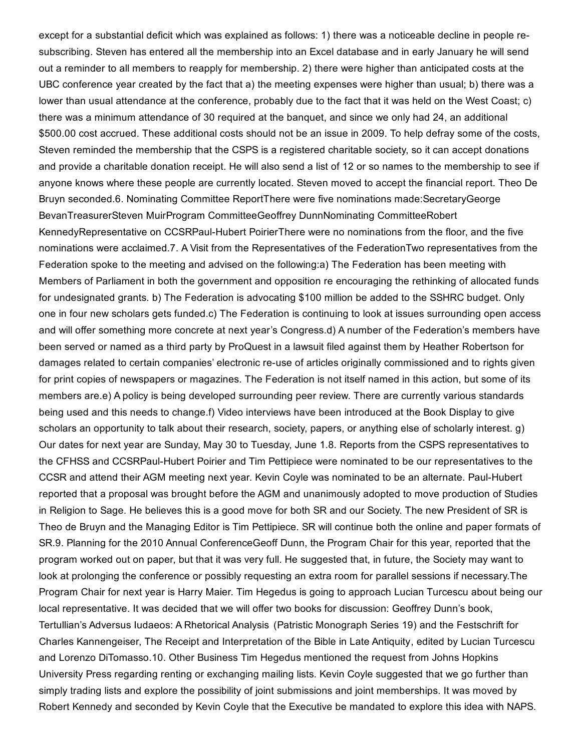except for a substantial deficit which was explained as follows: 1) there was a noticeable decline in people re-subscribing. Steven has entered all the membership into an Excel database and in early January he will send out a reminder to all members to reapply for membership. 2) there were higher than anticipated costs at the UBC conference year created by the fact that a) the meeting expenses were higher than usual; b) there was a lower than usual attendance at the conference, probably due to the fact that it was held on the West Coast; c) there was a minimum attendance of 30 required at the banquet, and since we only had 24, an additional $500.00 cost accrued. These additional costs should not be an issue in 2009. To help defray some of the costs, Steven reminded the membership that the CSPS is a registered charitable society, so it can accept donations and provide a charitable donation receipt. He will also send a list of 12 or so names to the membership to see if anyone knows where these people are currently located. Steven moved to accept the financial report. Theo De Bruyn seconded.

6. Nominating Committee Report

There were five nominations made:

- Secretary: George Bevan
- Treasurer: Steven Muir
- Program Committee: Geoffrey Dunn
- Nominating Committee: Robert Kennedy
- Representative on CCSR: Paul-Hubert Poirier

There were no nominations from the floor, and the five nominations were acclaimed.

7. A Visit from the Representatives of the Federation

Two representatives from the Federation spoke to the meeting and advised on the following:

a) The Federation has been meeting with Members of Parliament in both the government and opposition re encouraging the rethinking of allocated funds for undesignated grants.
b) The Federation is advocating $100 million be added to the SSHRC budget. Only one in four new scholars gets funded.
c) The Federation is continuing to look at issues surrounding open access and will offer something more concrete at next year's Congress.
d) A number of the Federation's members have been served or named as a third party by ProQuest in a lawsuit filed against them by Heather Robertson for damages related to certain companies' electronic re-use of articles originally commissioned and to rights given for print copies of newspapers or magazines. The Federation is not itself named in this action, but some of its members are.
e) A policy is being developed surrounding peer review. There are currently various standards being used and this needs to change.
f) Video interviews have been introduced at the Book Display to give scholars an opportunity to talk about their research, society, papers, or anything else of scholarly interest.
g) Our dates for next year are Sunday, May 30 to Tuesday, June 1.

8. Reports from the CSPS representatives to the CFHSS and CCSR

Paul-Hubert Poirier and Tim Pettipiece were nominated to be our representatives to the CCSR and attend their AGM meeting next year. Kevin Coyle was nominated to be an alternate. Paul-Hubert reported that a proposal was brought before the AGM and unanimously adopted to move production of Studies in Religion to Sage. He believes this is a good move for both SR and our Society. The new President of SR is Theo de Bruyn and the Managing Editor is Tim Pettipiece. SR will continue both the online and paper formats of SR.

9. Planning for the 2010 Annual Conference

Geoff Dunn, the Program Chair for this year, reported that the program worked out on paper, but that it was very full. He suggested that, in future, the Society may want to look at prolonging the conference or possibly requesting an extra room for parallel sessions if necessary. The Program Chair for next year is Harry Maier. Tim Hegedus is going to approach Lucian Turcescu about being our local representative. It was decided that we will offer two books for discussion: Geoffrey Dunn's book, *Tertullian's Adversus Iudaeos: A Rhetorical Analysis* (Patristic Monograph Series 19) and the Festschrift for Charles Kannengeiser, *The Receipt and Interpretation of the Bible in Late Antiquity*, edited by Lucian Turcescu and Lorenzo DiTomasso.

10. Other Business

Tim Hegedus mentioned the request from Johns Hopkins University Press regarding renting or exchanging mailing lists. Kevin Coyle suggested that we go further than simply trading lists and explore the possibility of joint submissions and joint memberships. It was moved by Robert Kennedy and seconded by Kevin Coyle that the Executive be mandated to explore this idea with NAPS.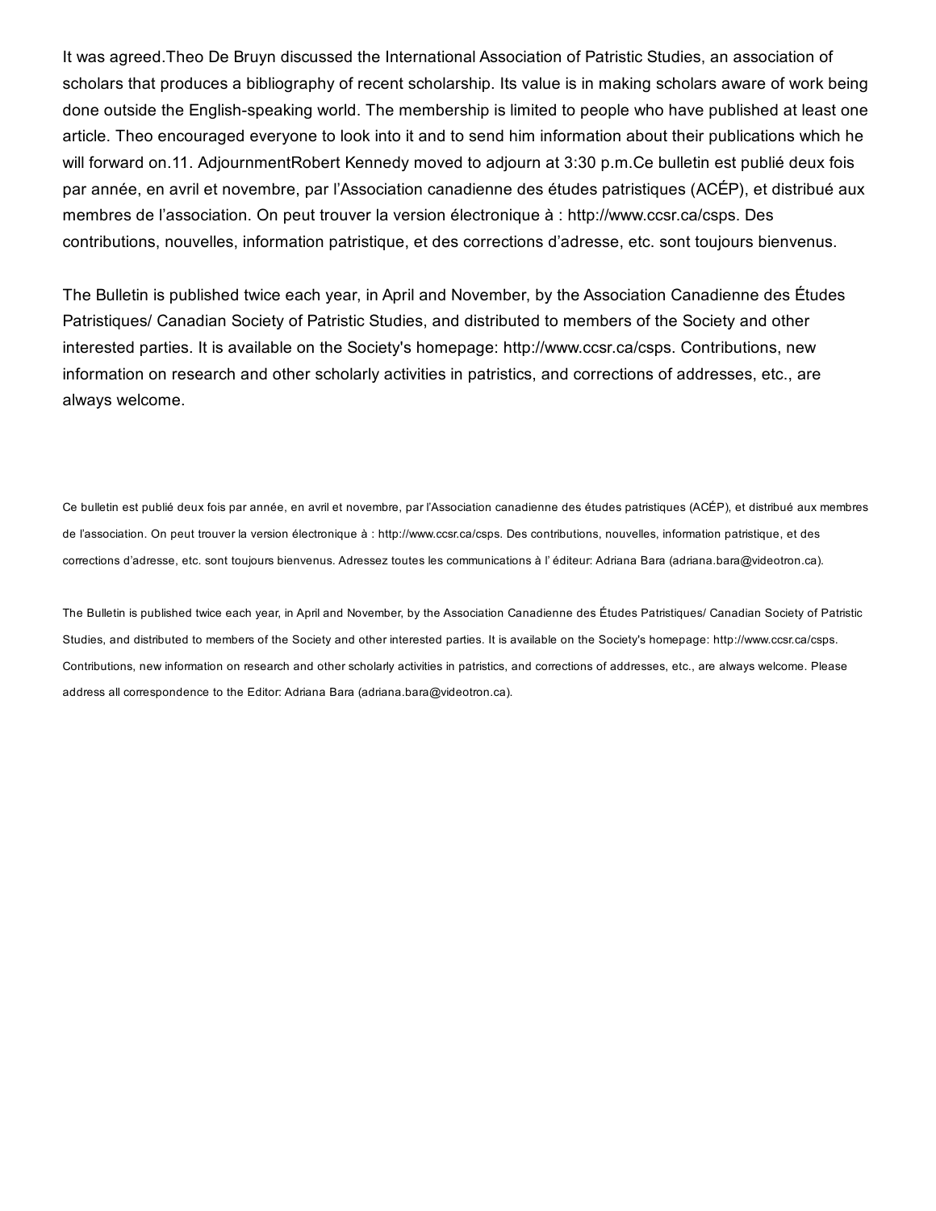It was agreed.Theo De Bruyn discussed the International Association of Patristic Studies, an association of scholars that produces a bibliography of recent scholarship. Its value is in making scholars aware of work being done outside the English-speaking world. The membership is limited to people who have published at least one article. Theo encouraged everyone to look into it and to send him information about their publications which he will forward on.11. AdjournmentRobert Kennedy moved to adjourn at 3:30 p.m.Ce bulletin est publié deux fois par année, en avril et novembre, par l'Association canadienne des études patristiques (ACÉP), et distribué aux membres de l'association. On peut trouver la version électronique à : http://www.ccsr.ca/csps. Des contributions, nouvelles, information patristique, et des corrections d'adresse, etc. sont toujours bienvenus.

The Bulletin is published twice each year, in April and November, by the Association Canadienne des Études Patristiques/ Canadian Society of Patristic Studies, and distributed to members of the Society and other interested parties. It is available on the Society's homepage: http://www.ccsr.ca/csps. Contributions, new information on research and other scholarly activities in patristics, and corrections of addresses, etc., are always welcome.

Ce bulletin est publié deux fois par année, en avril et novembre, par l'Association canadienne des études patristiques (ACÉP), et distribué aux membres de l'association. On peut trouver la version électronique à : http://www.ccsr.ca/csps. Des contributions, nouvelles, information patristique, et des corrections d'adresse, etc. sont toujours bienvenus. Adressez toutes les communications à l' éditeur: Adriana Bara (adriana.bara@videotron.ca).

The Bulletin is published twice each year, in April and November, by the Association Canadienne des Études Patristiques/ Canadian Society of Patristic Studies, and distributed to members of the Society and other interested parties. It is available on the Society's homepage: http://www.ccsr.ca/csps. Contributions, new information on research and other scholarly activities in patristics, and corrections of addresses, etc., are always welcome. Please address all correspondence to the Editor: Adriana Bara (adriana.bara@videotron.ca).